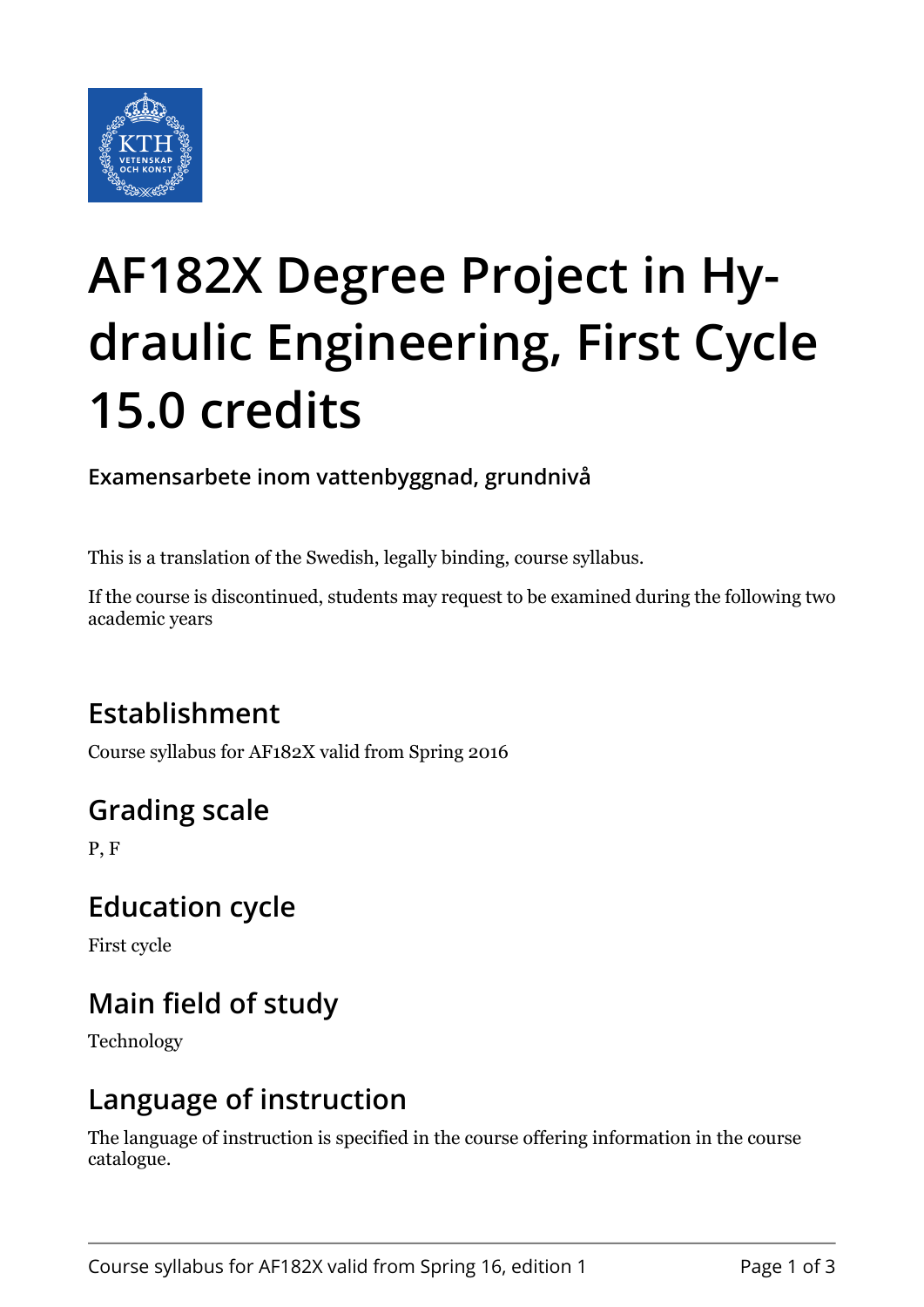# AF182X Degree Project in Hydraulic Engineering, First Cycle 15.0 credits

**Examensarbete inom vattenbyggnad, grundnivå**

This is a translation of the Swedish, legally binding, course syllabus.

If the course is discontinued, students may request to be examined during the following two academic years

## Establishment

Course syllabus for AF182X valid from Spring 2016

## Grading scale

P, F

## Education cycle

First cycle

## Main field of study

Technology

## Language of instruction

The language of instruction is specified in the course offering information in the course catalogue.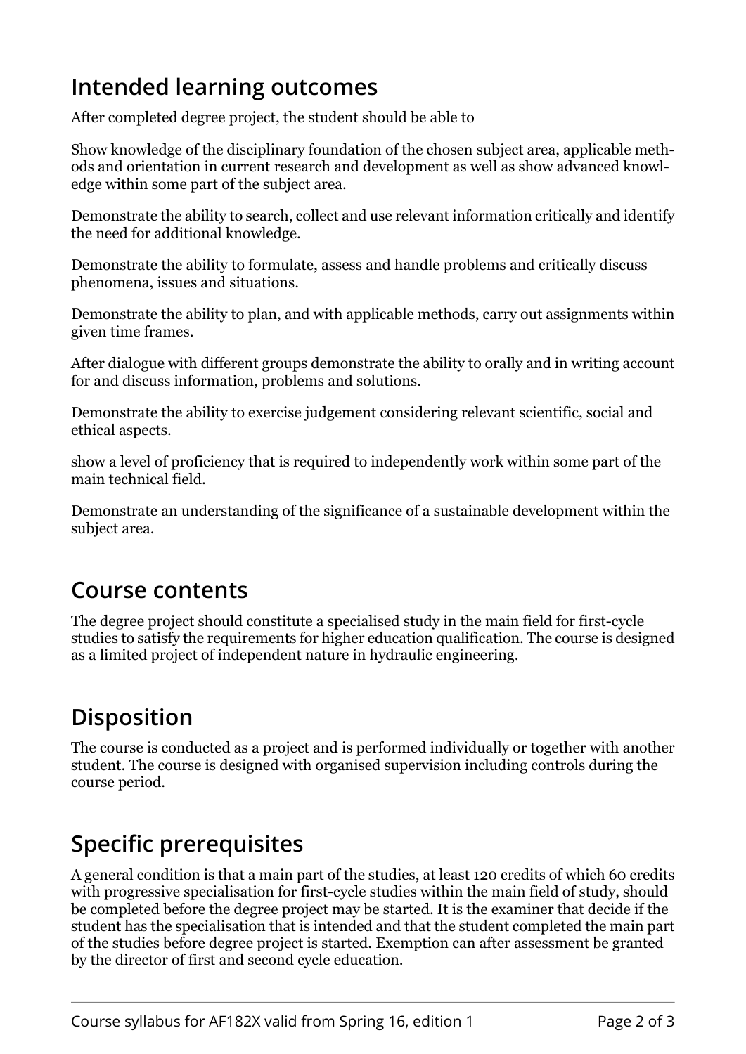## Intended learning outcomes

After completed degree project, the student should be able to

Show knowledge of the disciplinary foundation of the chosen subject area, applicable methods and orientation in current research and development as well as show advanced knowledge within some part of the subject area.

Demonstrate the ability to search, collect and use relevant information critically and identify the need for additional knowledge.

Demonstrate the ability to formulate, assess and handle problems and critically discuss phenomena, issues and situations.

Demonstrate the ability to plan, and with applicable methods, carry out assignments within given time frames.

After dialogue with different groups demonstrate the ability to orally and in writing account for and discuss information, problems and solutions.

Demonstrate the ability to exercise judgement considering relevant scientific, social and ethical aspects.

show a level of proficiency that is required to independently work within some part of the main technical field.

Demonstrate an understanding of the significance of a sustainable development within the subject area.

## Course contents

The degree project should constitute a specialised study in the main field for first-cycle studies to satisfy the requirements for higher education qualification. The course is designed as a limited project of independent nature in hydraulic engineering.

## Disposition

The course is conducted as a project and is performed individually or together with another student. The course is designed with organised supervision including controls during the course period.

## Specific prerequisites

A general condition is that a main part of the studies, at least 120 credits of which 60 credits with progressive specialisation for first-cycle studies within the main field of study, should be completed before the degree project may be started. It is the examiner that decide if the student has the specialisation that is intended and that the student completed the main part of the studies before degree project is started. Exemption can after assessment be granted by the director of first and second cycle education.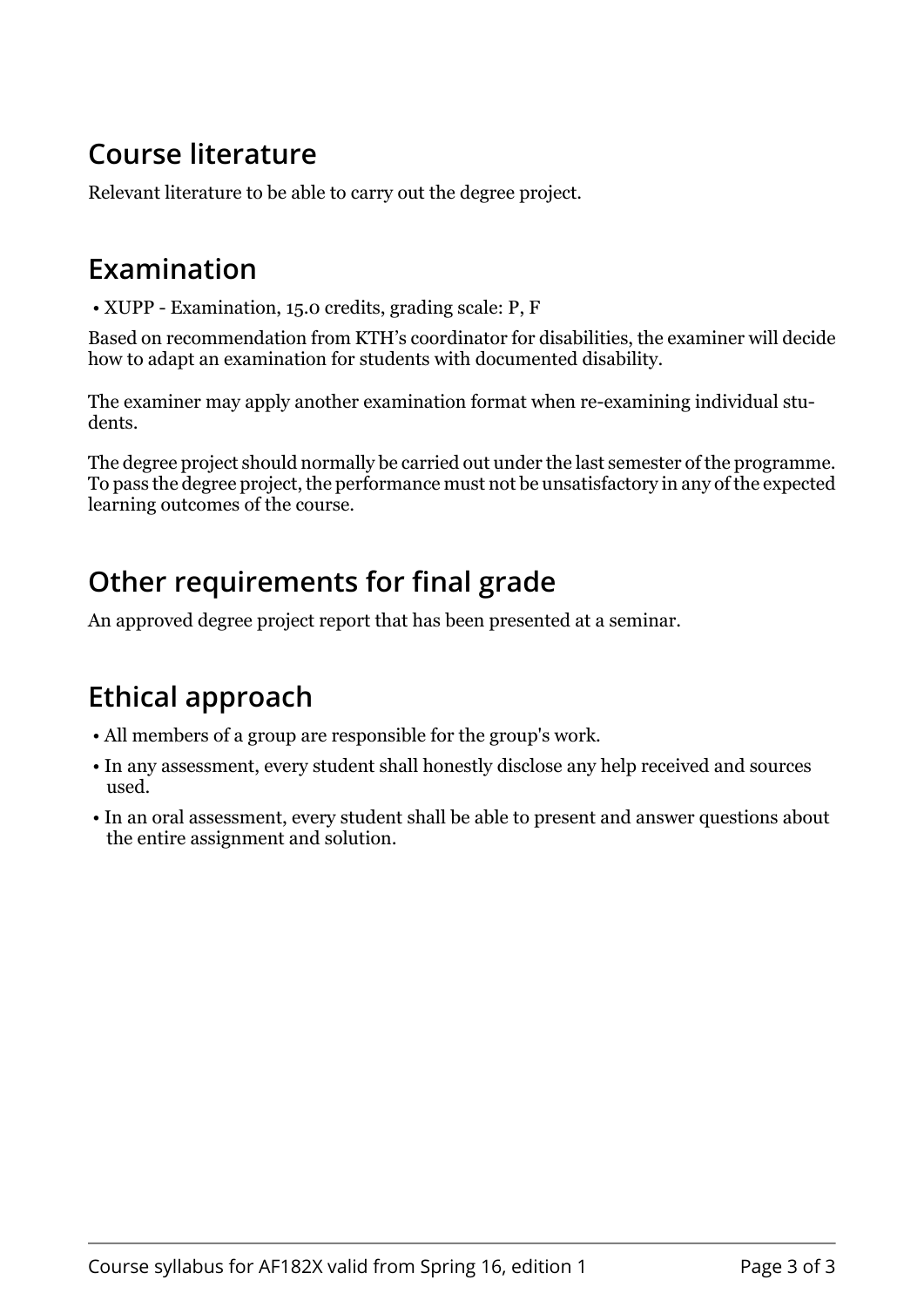## Course literature

Relevant literature to be able to carry out the degree project.

## Examination

- XUPP - Examination, 15.0 credits, grading scale: P, F

Based on recommendation from KTH's coordinator for disabilities, the examiner will decide how to adapt an examination for students with documented disability.

The examiner may apply another examination format when re-examining individual students.

The degree project should normally be carried out under the last semester of the programme. To pass the degree project, the performance must not be unsatisfactory in any of the expected learning outcomes of the course.

## Other requirements for final grade

An approved degree project report that has been presented at a seminar.

## Ethical approach

- All members of a group are responsible for the group's work.
- In any assessment, every student shall honestly disclose any help received and sources used.
- In an oral assessment, every student shall be able to present and answer questions about the entire assignment and solution.